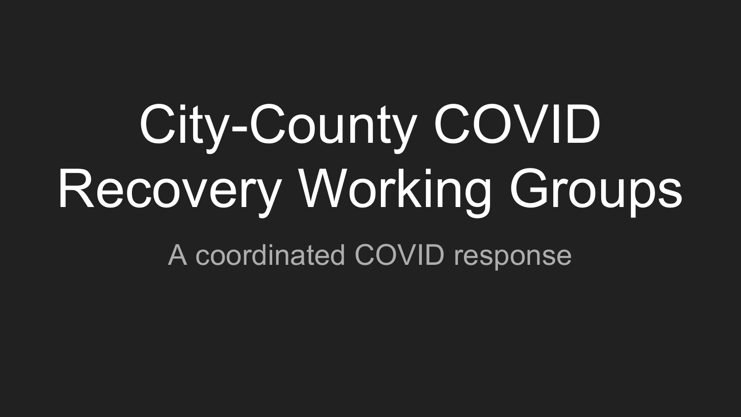# City-County COVID Recovery Working Groups

A coordinated COVID response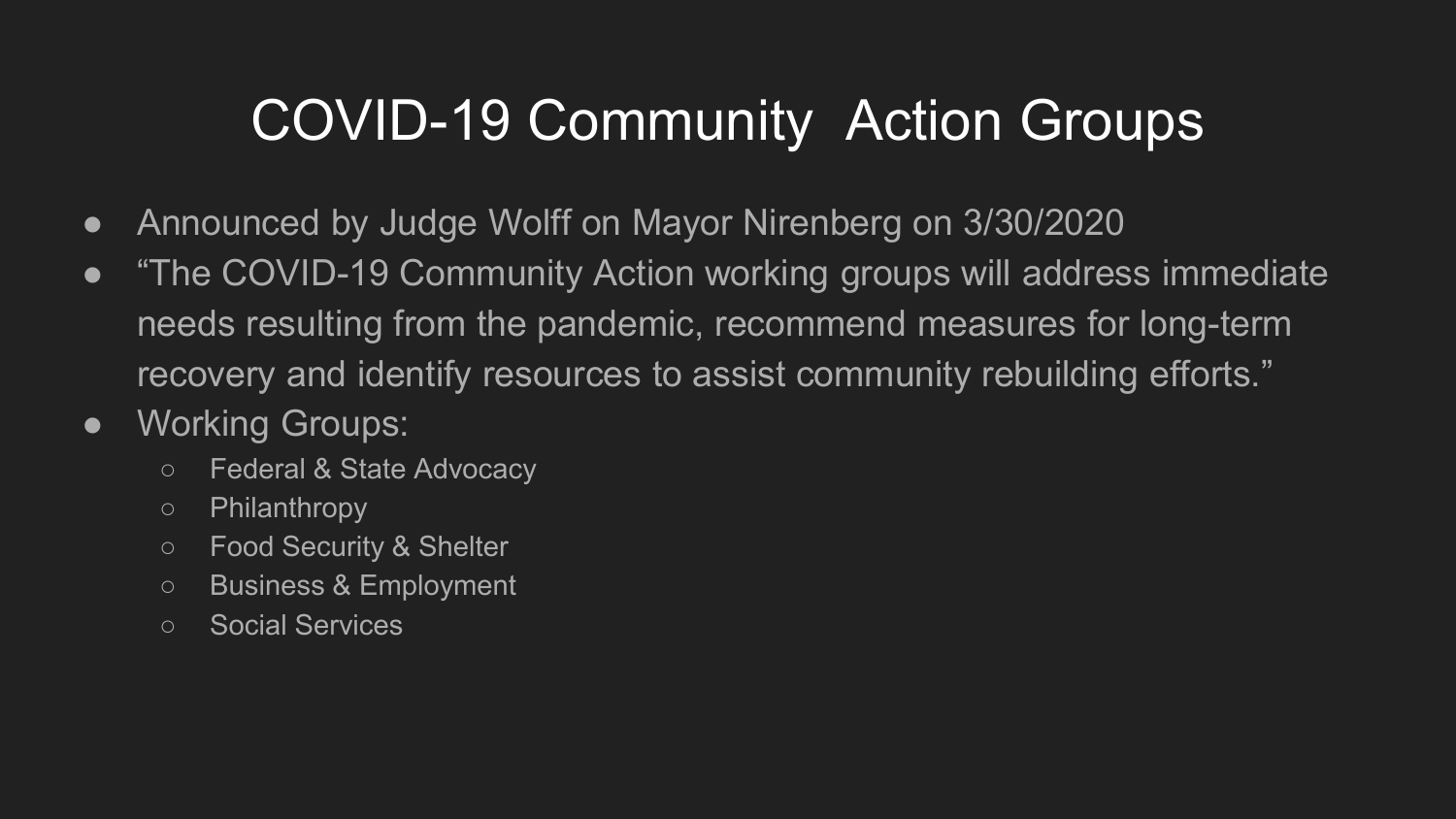# COVID-19 Community  Action Groups

- Announced by Judge Wolff on Mayor Nirenberg on 3/30/2020
- “The COVID-19 Community Action working groups will address immediate needs resulting from the pandemic, recommend measures for long-term recovery and identify resources to assist community rebuilding efforts.”
- Working Groups:
  - Federal & State Advocacy
  - Philanthropy
  - Food Security & Shelter
  - Business & Employment
  - Social Services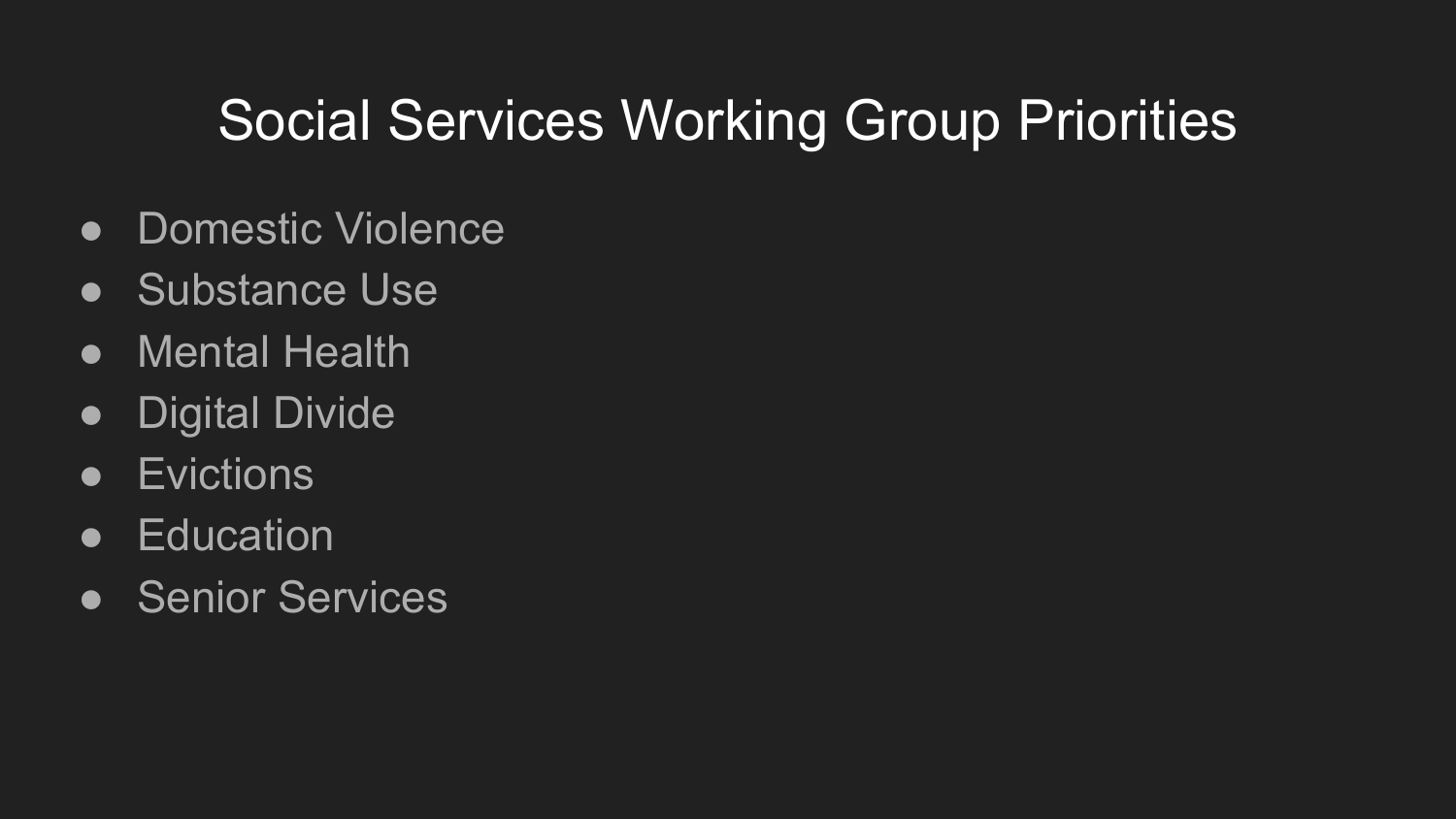# Social Services Working Group Priorities

- Domestic Violence
- Substance Use
- Mental Health
- Digital Divide
- Evictions
- Education
- Senior Services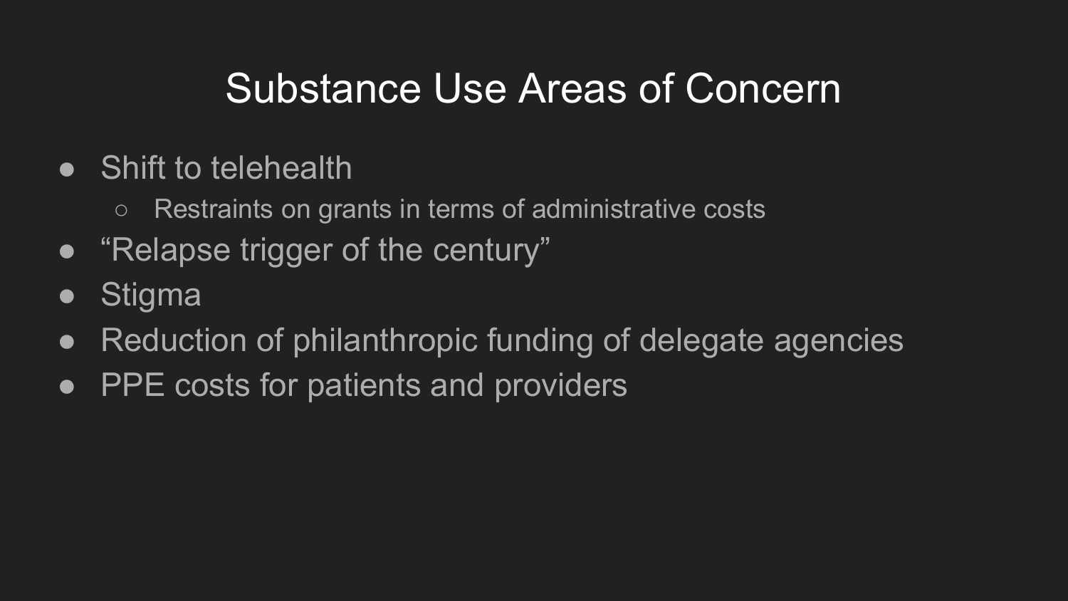# Substance Use Areas of Concern

- Shift to telehealth
  - Restraints on grants in terms of administrative costs
- “Relapse trigger of the century”
- Stigma
- Reduction of philanthropic funding of delegate agencies
- PPE costs for patients and providers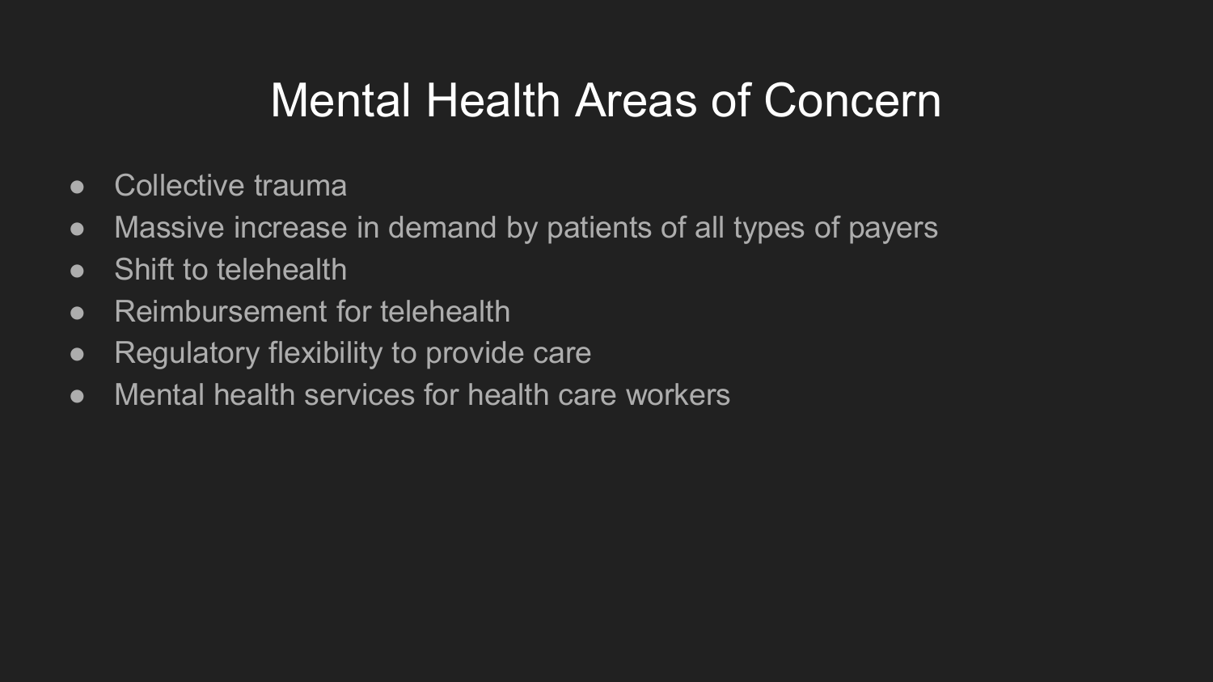# Mental Health Areas of Concern

- Collective trauma
- Massive increase in demand by patients of all types of payers
- Shift to telehealth
- Reimbursement for telehealth
- Regulatory flexibility to provide care
- Mental health services for health care workers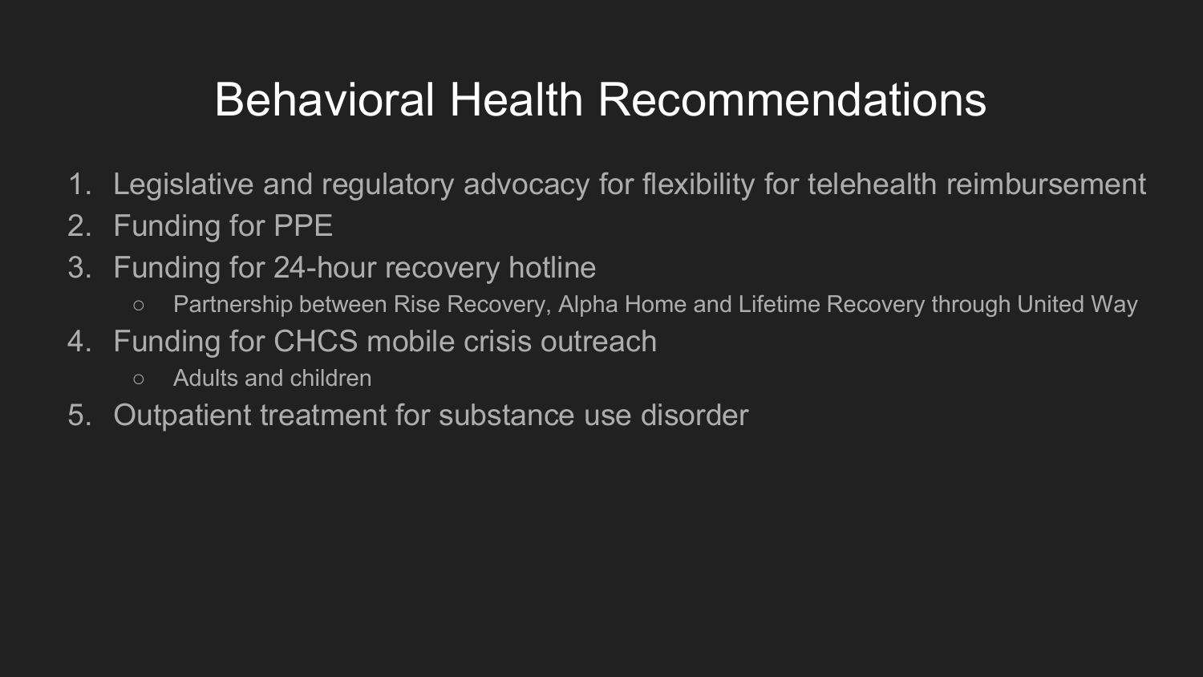# Behavioral Health Recommendations

1. Legislative and regulatory advocacy for flexibility for telehealth reimbursement
2. Funding for PPE
3. Funding for 24-hour recovery hotline
   - Partnership between Rise Recovery, Alpha Home and Lifetime Recovery through United Way
4. Funding for CHCS mobile crisis outreach
   - Adults and children
5. Outpatient treatment for substance use disorder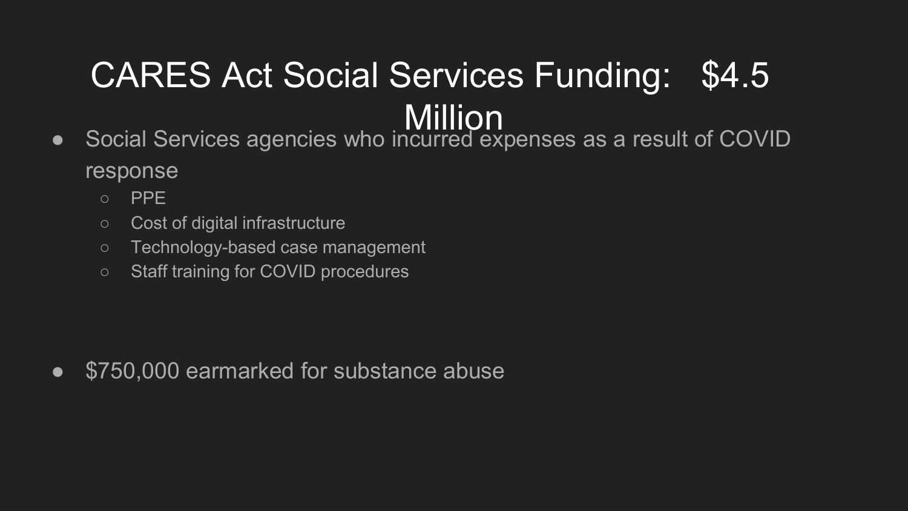# CARES Act Social Services Funding: $4.5 Million

- Social Services agencies who incurred expenses as a result of COVID response
  - PPE
  - Cost of digital infrastructure
  - Technology-based case management
  - Staff training for COVID procedures

- $750,000 earmarked for substance abuse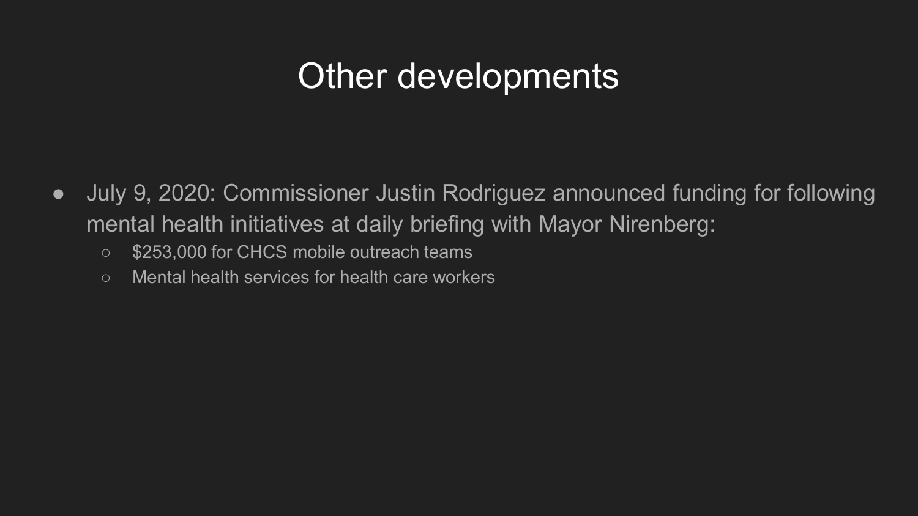# Other developments

- July 9, 2020: Commissioner Justin Rodriguez announced funding for following mental health initiatives at daily briefing with Mayor Nirenberg:
  - $253,000 for CHCS mobile outreach teams
  - Mental health services for health care workers